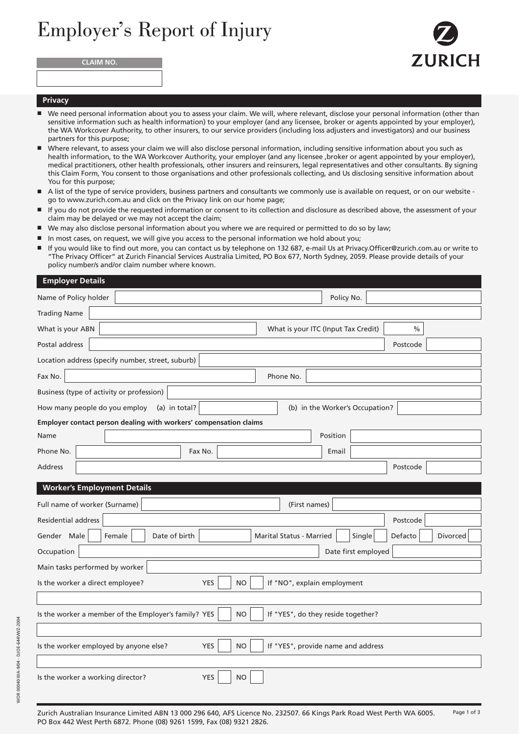# Employer's Report of Injury

ZURICH

**CLAIM NO.**

## Privacy

- We need personal information about you to assess your claim. We will, where relevant, disclose your personal information (other than sensitive information such as health information) to your employer (and any licensee, broker or agents appointed by your employer), the WA Workcover Authority, to other insurers, to our service providers (including loss adjusters and investigators) and our business partners for this purpose;
- Where relevant, to assess your claim we will also disclose personal information, including sensitive information about you such as health information, to the WA Workcover Authority, your employer (and any licensee ,broker or agent appointed by your employer), medical practitioners, other health professionals, other insurers and reinsurers, legal representatives and other consultants. By signing this Claim Form, You consent to those organisations and other professionals collecting, and Us disclosing sensitive information about You for this purpose;
- A list of the type of service providers, business partners and consultants we commonly use is available on request, or on our website - go to www.zurich.com.au and click on the Privacy link on our home page;
- If you do not provide the requested information or consent to its collection and disclosure as described above, the assessment of your claim may be delayed or we may not accept the claim;
- We may also disclose personal information about you where we are required or permitted to do so by law;
- In most cases, on request, we will give you access to the personal information we hold about you;
- If you would like to find out more, you can contact us by telephone on 132 687, e-mail Us at Privacy.Officer@zurich.com.au or write to "The Privacy Officer" at Zurich Financial Services Australia Limited, PO Box 677, North Sydney, 2059. Please provide details of your policy number/s and/or claim number where known.

## Employer Details

Name of Policy holder ____ Policy No. ____

Trading Name ____

What is your ABN ____ What is your ITC (Input Tax Credit) ____ %

Postal address ____ Postcode ____

Location address (specify number, street, suburb) ____

Fax No. ____ Phone No. ____

Business (type of activity or profession) ____

How many people do you employ (a) in total? ____ (b) in the Worker's Occupation? ____

**Employer contact person dealing with workers' compensation claims**

Name ____ Position ____

Phone No. ____ Fax No. ____ Email ____

Address ____ Postcode ____

## Worker's Employment Details

Full name of worker (Surname) ____ (First names) ____

Residential address ____ Postcode ____

Gender Male ☐ Female ☐ Date of birth ____ Marital Status - Married ☐ Single ☐ Defacto ☐ Divorced ☐

Occupation ____ Date first employed ____

Main tasks performed by worker ____

Is the worker a direct employee? YES ☐ NO ☐ If "NO", explain employment

____

Is the worker a member of the Employer's family? YES ☐ NO ☐ If "YES", do they reside together?

____

Is the worker employed by anyone else? YES ☐ NO ☐ If "YES", provide name and address

____

Is the worker a working director? YES ☐ NO ☐

Zurich Australian Insurance Limited ABN 13 000 296 640, AFS Licence No. 232507. 66 Kings Park Road West Perth WA 6005. PO Box 442 West Perth 6872. Phone (08) 9261 1599, Fax (08) 9321 2826.

WOR 00040-WA-9/04 - DJOE-6449WZ-2004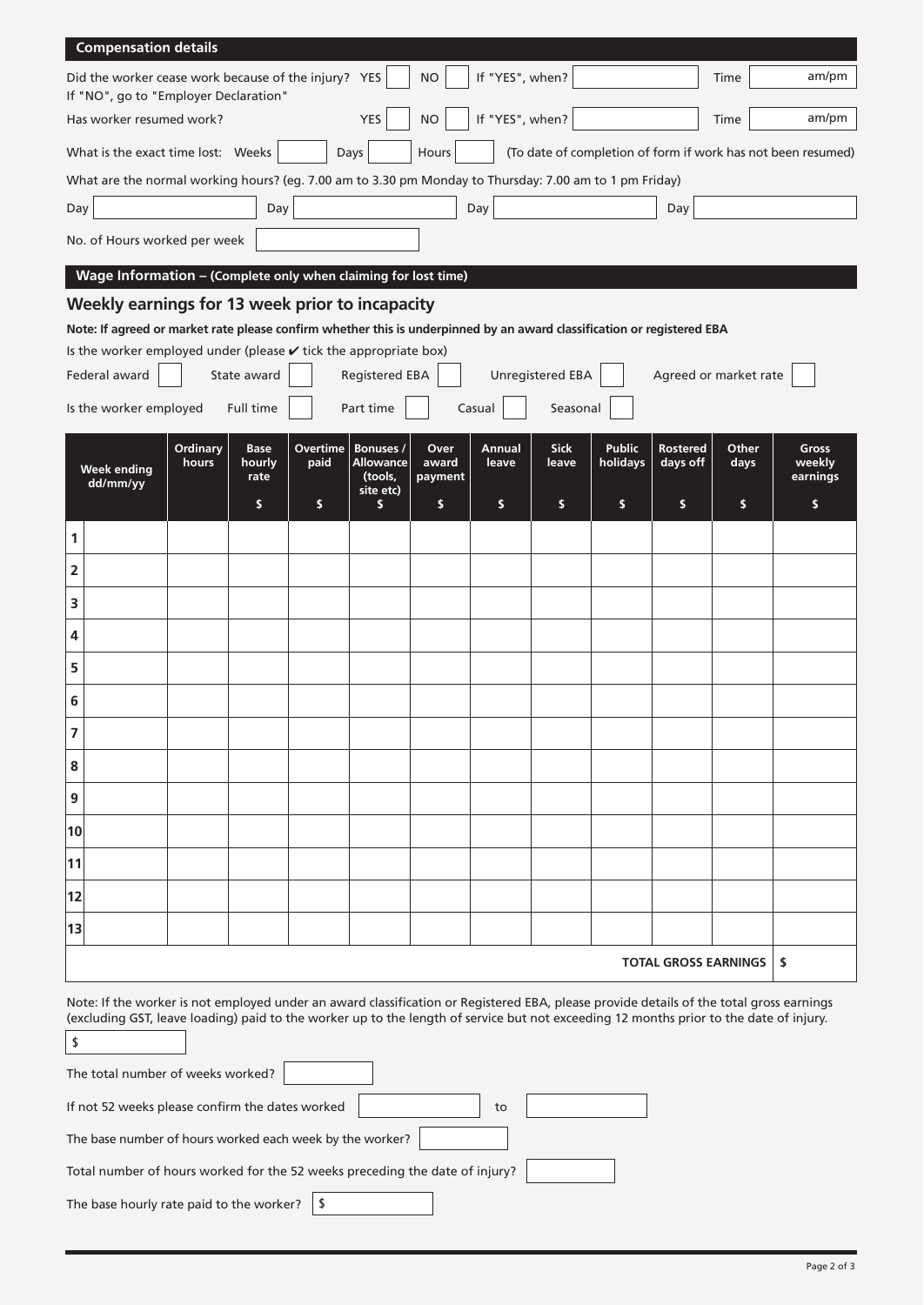## Compensation details

Did the worker cease work because of the injury? YES [ ] NO [ ] If "YES", when? [ ] Time [ ] am/pm

If "NO", go to "Employer Declaration"

Has worker resumed work? YES [ ] NO [ ] If "YES", when? [ ] Time [ ] am/pm

What is the exact time lost: Weeks [ ] Days [ ] Hours [ ] (To date of completion of form if work has not been resumed)

What are the normal working hours? (eg. 7.00 am to 3.30 pm Monday to Thursday: 7.00 am to 1 pm Friday)

Day [ ] Day [ ] Day [ ] Day [ ]

No. of Hours worked per week [ ]

## Wage Information – (Complete only when claiming for lost time)

### Weekly earnings for 13 week prior to incapacity

**Note: If agreed or market rate please confirm whether this is underpinned by an award classification or registered EBA**

Is the worker employed under (please ✔ tick the appropriate box)

Federal award [ ] State award [ ] Registered EBA [ ] Unregistered EBA [ ] Agreed or market rate [ ]

Is the worker employed Full time [ ] Part time [ ] Casual [ ] Seasonal [ ]

| | Week ending dd/mm/yy | Ordinary hours | Base hourly rate $ | Overtime paid $ | Bonuses / Allowance (tools, site etc) $ | Over award payment $ | Annual leave $ | Sick leave $ | Public holidays $ | Rostered days off $ | Other days $ | Gross weekly earnings $ |
|---|---|---|---|---|---|---|---|---|---|---|---|---|
| 1 | | | | | | | | | | | | |
| 2 | | | | | | | | | | | | |
| 3 | | | | | | | | | | | | |
| 4 | | | | | | | | | | | | |
| 5 | | | | | | | | | | | | |
| 6 | | | | | | | | | | | | |
| 7 | | | | | | | | | | | | |
| 8 | | | | | | | | | | | | |
| 9 | | | | | | | | | | | | |
| 10 | | | | | | | | | | | | |
| 11 | | | | | | | | | | | | |
| 12 | | | | | | | | | | | | |
| 13 | | | | | | | | | | | | |
| | | | | | | | | | | | **TOTAL GROSS EARNINGS** | **$** |

Note: If the worker is not employed under an award classification or Registered EBA, please provide details of the total gross earnings (excluding GST, leave loading) paid to the worker up to the length of service but not exceeding 12 months prior to the date of injury.

$ [ ]

The total number of weeks worked? [ ]

If not 52 weeks please confirm the dates worked [ ] to [ ]

The base number of hours worked each week by the worker? [ ]

Total number of hours worked for the 52 weeks preceding the date of injury? [ ]

The base hourly rate paid to the worker? $ [ ]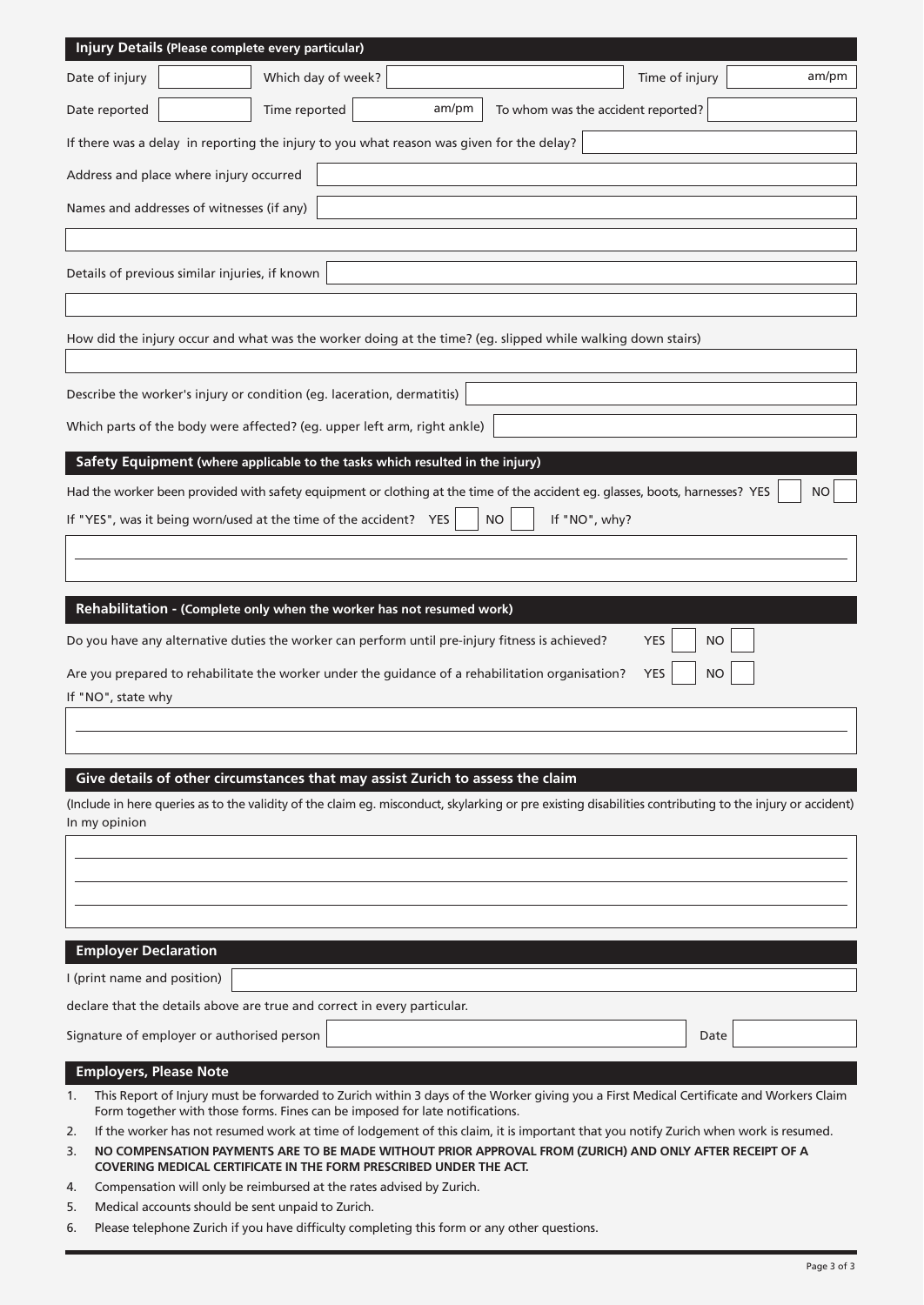## Injury Details (Please complete every particular)

Date of injury ______ Which day of week? ______ Time of injury ______ am/pm

Date reported ______ Time reported ______ am/pm To whom was the accident reported? ______

If there was a delay in reporting the injury to you what reason was given for the delay? ______

Address and place where injury occurred ______

Names and addresses of witnesses (if any) ______

Details of previous similar injuries, if known ______

How did the injury occur and what was the worker doing at the time? (eg. slipped while walking down stairs)

Describe the worker's injury or condition (eg. laceration, dermatitis) ______

Which parts of the body were affected? (eg. upper left arm, right ankle) ______

## Safety Equipment (where applicable to the tasks which resulted in the injury)

Had the worker been provided with safety equipment or clothing at the time of the accident eg. glasses, boots, harnesses? YES ☐ NO ☐

If "YES", was it being worn/used at the time of the accident? YES ☐ NO ☐ If "NO", why?

## Rehabilitation - (Complete only when the worker has not resumed work)

Do you have any alternative duties the worker can perform until pre-injury fitness is achieved? YES ☐ NO ☐

Are you prepared to rehabilitate the worker under the guidance of a rehabilitation organisation? YES ☐ NO ☐

If "NO", state why

## Give details of other circumstances that may assist Zurich to assess the claim

(Include in here queries as to the validity of the claim eg. misconduct, skylarking or pre existing disabilities contributing to the injury or accident)

In my opinion

## Employer Declaration

I (print name and position) ______

declare that the details above are true and correct in every particular.

Signature of employer or authorised person ______ Date ______

## Employers, Please Note

1. This Report of Injury must be forwarded to Zurich within 3 days of the Worker giving you a First Medical Certificate and Workers Claim Form together with those forms. Fines can be imposed for late notifications.
2. If the worker has not resumed work at time of lodgement of this claim, it is important that you notify Zurich when work is resumed.
3. **NO COMPENSATION PAYMENTS ARE TO BE MADE WITHOUT PRIOR APPROVAL FROM (ZURICH) AND ONLY AFTER RECEIPT OF A COVERING MEDICAL CERTIFICATE IN THE FORM PRESCRIBED UNDER THE ACT.**
4. Compensation will only be reimbursed at the rates advised by Zurich.
5. Medical accounts should be sent unpaid to Zurich.
6. Please telephone Zurich if you have difficulty completing this form or any other questions.